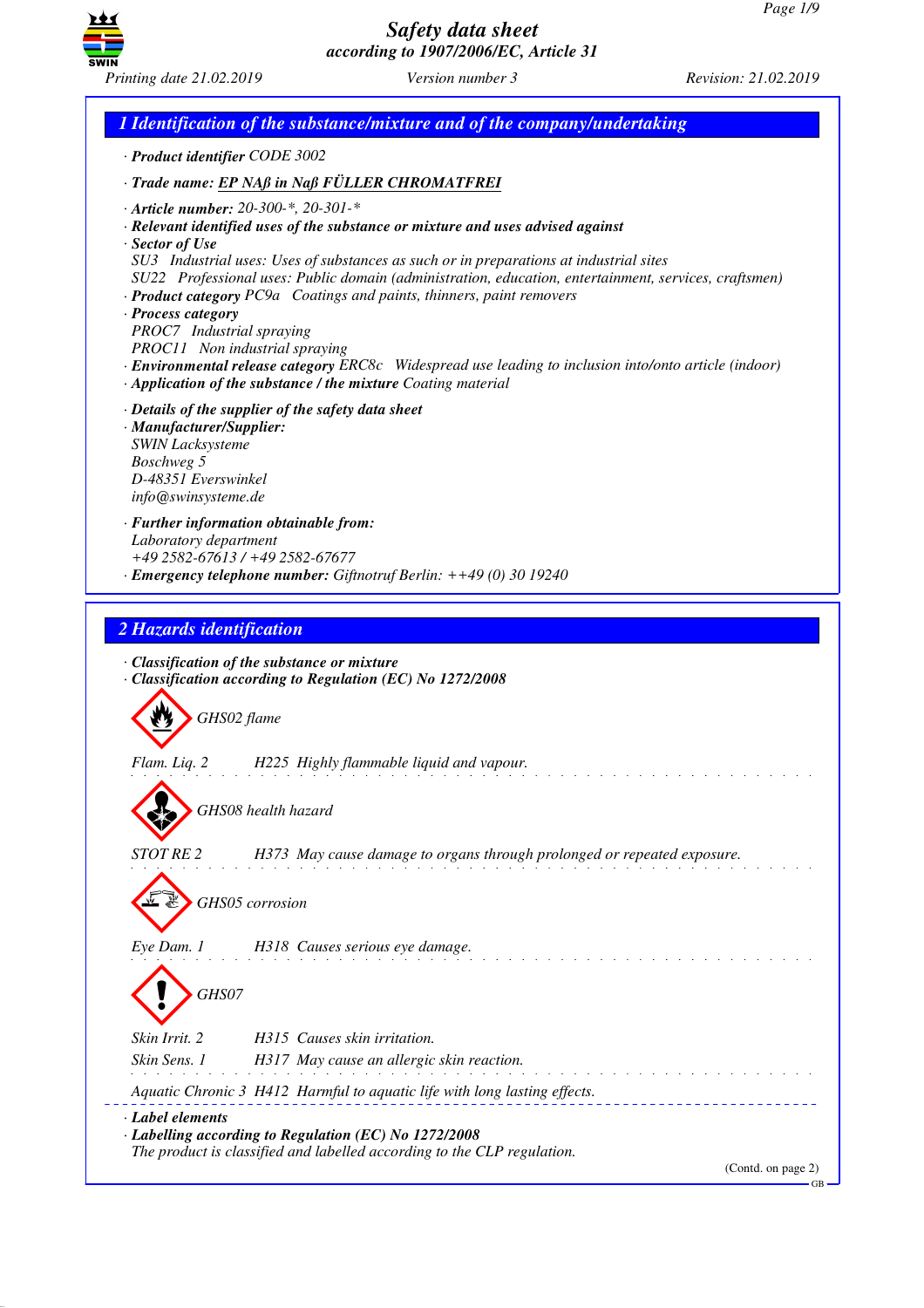# Safety data sheet
*according to 1907/2006/EC, Article 31*

Printing date 21.02.2019 | Version number 3 | Revision: 21.02.2019

## 1 Identification of the substance/mixture and of the company/undertaking

· **Product identifier** CODE 3002

· **Trade name:** **EP NAß in Naß FÜLLER CHROMATFREI**

· **Article number:** 20-300-*, 20-301-*
· **Relevant identified uses of the substance or mixture and uses advised against**
· **Sector of Use**
SU3 Industrial uses: Uses of substances as such or in preparations at industrial sites
SU22 Professional uses: Public domain (administration, education, entertainment, services, craftsmen)
· **Product category** PC9a Coatings and paints, thinners, paint removers
· **Process category**
PROC7 Industrial spraying
PROC11 Non industrial spraying
· **Environmental release category** ERC8c Widespread use leading to inclusion into/onto article (indoor)
· **Application of the substance / the mixture** Coating material

· **Details of the supplier of the safety data sheet**
· **Manufacturer/Supplier:**
SWIN Lacksysteme
Boschweg 5
D-48351 Everswinkel
info@swinsysteme.de

· **Further information obtainable from:**
Laboratory department
+49 2582-67613 / +49 2582-67677
· **Emergency telephone number:** Giftnotruf Berlin: ++49 (0) 30 19240

## 2 Hazards identification

· **Classification of the substance or mixture**
· **Classification according to Regulation (EC) No 1272/2008**

GHS02 flame

Flam. Liq. 2 H225 Highly flammable liquid and vapour.

GHS08 health hazard

STOT RE 2 H373 May cause damage to organs through prolonged or repeated exposure.

GHS05 corrosion

Eye Dam. 1 H318 Causes serious eye damage.

GHS07

Skin Irrit. 2 H315 Causes skin irritation.
Skin Sens. 1 H317 May cause an allergic skin reaction.

Aquatic Chronic 3 H412 Harmful to aquatic life with long lasting effects.

· **Label elements**
· **Labelling according to Regulation (EC) No 1272/2008**
The product is classified and labelled according to the CLP regulation.

(Contd. on page 2)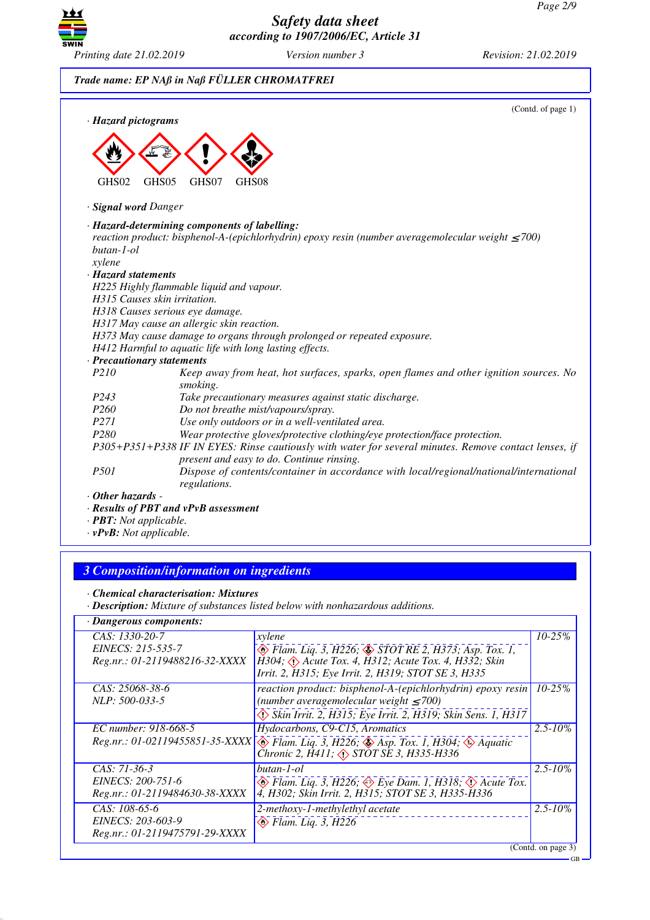## Trade name: EP NAß in Naß FÜLLER CHROMATFREI

(Contd. of page 1)

· **Hazard pictograms**

GHS02 GHS05 GHS07 GHS08

· **Signal word** Danger

· **Hazard-determining components of labelling:**
reaction product: bisphenol-A-(epichlorhydrin) epoxy resin (number averagemolecular weight ≤700)
butan-1-ol
xylene

· **Hazard statements**
H225 Highly flammable liquid and vapour.
H315 Causes skin irritation.
H318 Causes serious eye damage.
H317 May cause an allergic skin reaction.
H373 May cause damage to organs through prolonged or repeated exposure.
H412 Harmful to aquatic life with long lasting effects.

· **Precautionary statements**
P210 Keep away from heat, hot surfaces, sparks, open flames and other ignition sources. No smoking.
P243 Take precautionary measures against static discharge.
P260 Do not breathe mist/vapours/spray.
P271 Use only outdoors or in a well-ventilated area.
P280 Wear protective gloves/protective clothing/eye protection/face protection.
P305+P351+P338 IF IN EYES: Rinse cautiously with water for several minutes. Remove contact lenses, if present and easy to do. Continue rinsing.
P501 Dispose of contents/container in accordance with local/regional/national/international regulations.

· **Other hazards** -
· **Results of PBT and vPvB assessment**
· **PBT:** Not applicable.
· **vPvB:** Not applicable.

## 3 Composition/information on ingredients

· **Chemical characterisation: Mixtures**
· **Description:** Mixture of substances listed below with nonhazardous additions.

· **Dangerous components:**

| | | |
|---|---|---|
| CAS: 1330-20-7<br>EINECS: 215-535-7<br>Reg.nr.: 01-2119488216-32-XXXX | xylene<br>Flam. Liq. 3, H226; STOT RE 2, H373; Asp. Tox. 1, H304; Acute Tox. 4, H312; Acute Tox. 4, H332; Skin Irrit. 2, H315; Eye Irrit. 2, H319; STOT SE 3, H335 | 10-25% |
| CAS: 25068-38-6<br>NLP: 500-033-5 | reaction product: bisphenol-A-(epichlorhydrin) epoxy resin (number averagemolecular weight ≤700)<br>Skin Irrit. 2, H315; Eye Irrit. 2, H319; Skin Sens. 1, H317 | 10-25% |
| EC number: 918-668-5<br>Reg.nr.: 01-02119455851-35-XXXX | Hydocarbons, C9-C15, Aromatics<br>Flam. Liq. 3, H226; Asp. Tox. 1, H304; Aquatic Chronic 2, H411; STOT SE 3, H335-H336 | 2.5-10% |
| CAS: 71-36-3<br>EINECS: 200-751-6<br>Reg.nr.: 01-2119484630-38-XXXX | butan-1-ol<br>Flam. Liq. 3, H226; Eye Dam. 1, H318; Acute Tox. 4, H302; Skin Irrit. 2, H315; STOT SE 3, H335-H336 | 2.5-10% |
| CAS: 108-65-6<br>EINECS: 203-603-9<br>Reg.nr.: 01-2119475791-29-XXXX | 2-methoxy-1-methylethyl acetate<br>Flam. Liq. 3, H226 | 2.5-10% |

(Contd. on page 3)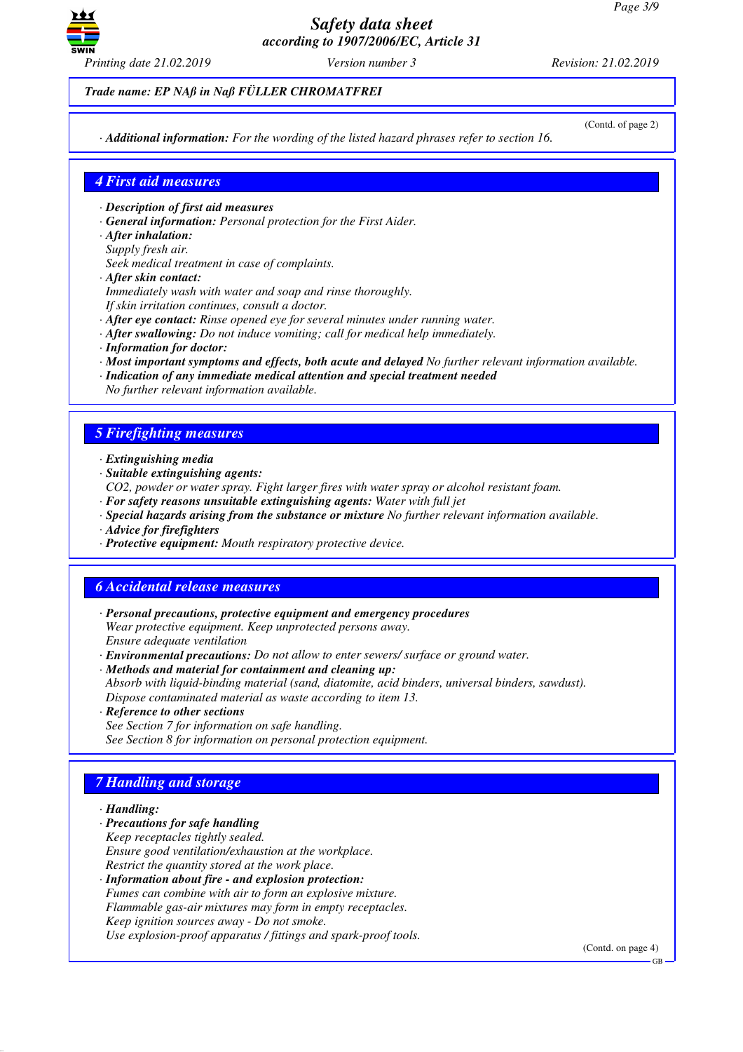**Trade name: EP NAß in Naß FÜLLER CHROMATFREI**

(Contd. of page 2)

· **Additional information:** For the wording of the listed hazard phrases refer to section 16.

## 4 First aid measures

· **Description of first aid measures**
· **General information:** Personal protection for the First Aider.
· **After inhalation:**
Supply fresh air.
Seek medical treatment in case of complaints.
· **After skin contact:**
Immediately wash with water and soap and rinse thoroughly.
If skin irritation continues, consult a doctor.
· **After eye contact:** Rinse opened eye for several minutes under running water.
· **After swallowing:** Do not induce vomiting; call for medical help immediately.
· **Information for doctor:**
· **Most important symptoms and effects, both acute and delayed** No further relevant information available.
· **Indication of any immediate medical attention and special treatment needed**
No further relevant information available.

## 5 Firefighting measures

· **Extinguishing media**
· **Suitable extinguishing agents:**
CO2, powder or water spray. Fight larger fires with water spray or alcohol resistant foam.
· **For safety reasons unsuitable extinguishing agents:** Water with full jet
· **Special hazards arising from the substance or mixture** No further relevant information available.
· **Advice for firefighters**
· **Protective equipment:** Mouth respiratory protective device.

## 6 Accidental release measures

· **Personal precautions, protective equipment and emergency procedures**
Wear protective equipment. Keep unprotected persons away.
Ensure adequate ventilation
· **Environmental precautions:** Do not allow to enter sewers/ surface or ground water.
· **Methods and material for containment and cleaning up:**
Absorb with liquid-binding material (sand, diatomite, acid binders, universal binders, sawdust).
Dispose contaminated material as waste according to item 13.
· **Reference to other sections**
See Section 7 for information on safe handling.
See Section 8 for information on personal protection equipment.

## 7 Handling and storage

· **Handling:**
· **Precautions for safe handling**
Keep receptacles tightly sealed.
Ensure good ventilation/exhaustion at the workplace.
Restrict the quantity stored at the work place.
· **Information about fire - and explosion protection:**
Fumes can combine with air to form an explosive mixture.
Flammable gas-air mixtures may form in empty receptacles.
Keep ignition sources away - Do not smoke.
Use explosion-proof apparatus / fittings and spark-proof tools.

(Contd. on page 4)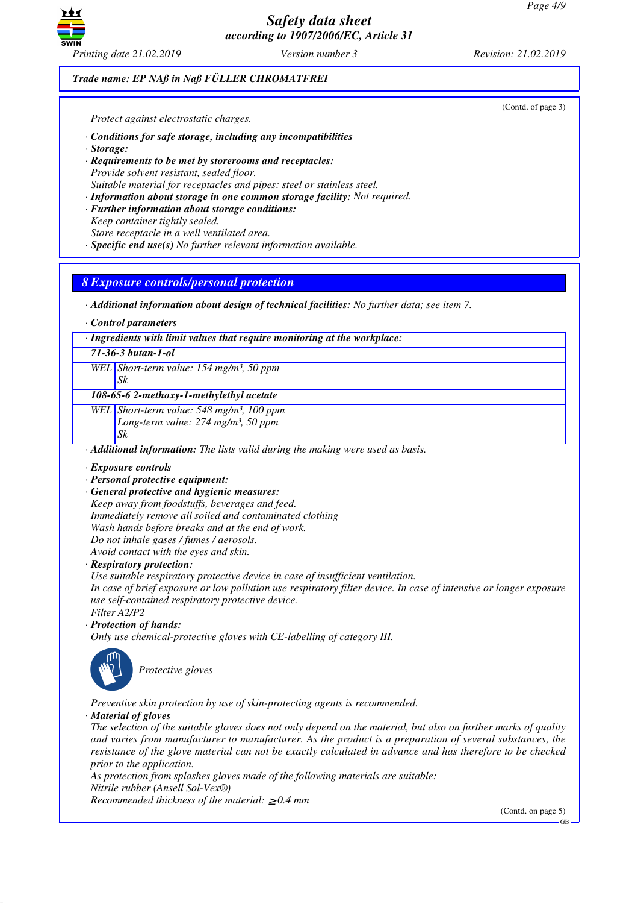**Trade name: EP NAß in Naß FÜLLER CHROMATFREI**

(Contd. of page 3)

Protect against electrostatic charges.

· **Conditions for safe storage, including any incompatibilities**
· **Storage:**
· **Requirements to be met by storerooms and receptacles:**
Provide solvent resistant, sealed floor.
Suitable material for receptacles and pipes: steel or stainless steel.
· **Information about storage in one common storage facility:** Not required.
· **Further information about storage conditions:**
Keep container tightly sealed.
Store receptacle in a well ventilated area.
· **Specific end use(s)** No further relevant information available.

## 8 Exposure controls/personal protection

· **Additional information about design of technical facilities:** No further data; see item 7.

· **Control parameters**

| · Ingredients with limit values that require monitoring at the workplace: | |
|---|---|
| **71-36-3 butan-1-ol** | |
| WEL | Short-term value: 154 mg/m³, 50 ppm<br>Sk |
| **108-65-6 2-methoxy-1-methylethyl acetate** | |
| WEL | Short-term value: 548 mg/m³, 100 ppm<br>Long-term value: 274 mg/m³, 50 ppm<br>Sk |

· **Additional information:** The lists valid during the making were used as basis.

· **Exposure controls**
· **Personal protective equipment:**
· **General protective and hygienic measures:**
Keep away from foodstuffs, beverages and feed.
Immediately remove all soiled and contaminated clothing
Wash hands before breaks and at the end of work.
Do not inhale gases / fumes / aerosols.
Avoid contact with the eyes and skin.
· **Respiratory protection:**
Use suitable respiratory protective device in case of insufficient ventilation.
In case of brief exposure or low pollution use respiratory filter device. In case of intensive or longer exposure use self-contained respiratory protective device.
Filter A2/P2
· **Protection of hands:**
Only use chemical-protective gloves with CE-labelling of category III.

Protective gloves

Preventive skin protection by use of skin-protecting agents is recommended.
· **Material of gloves**
The selection of the suitable gloves does not only depend on the material, but also on further marks of quality and varies from manufacturer to manufacturer. As the product is a preparation of several substances, the resistance of the glove material can not be exactly calculated in advance and has therefore to be checked prior to the application.
As protection from splashes gloves made of the following materials are suitable:
Nitrile rubber (Ansell Sol-Vex®)
Recommended thickness of the material: ≥ 0.4 mm

(Contd. on page 5)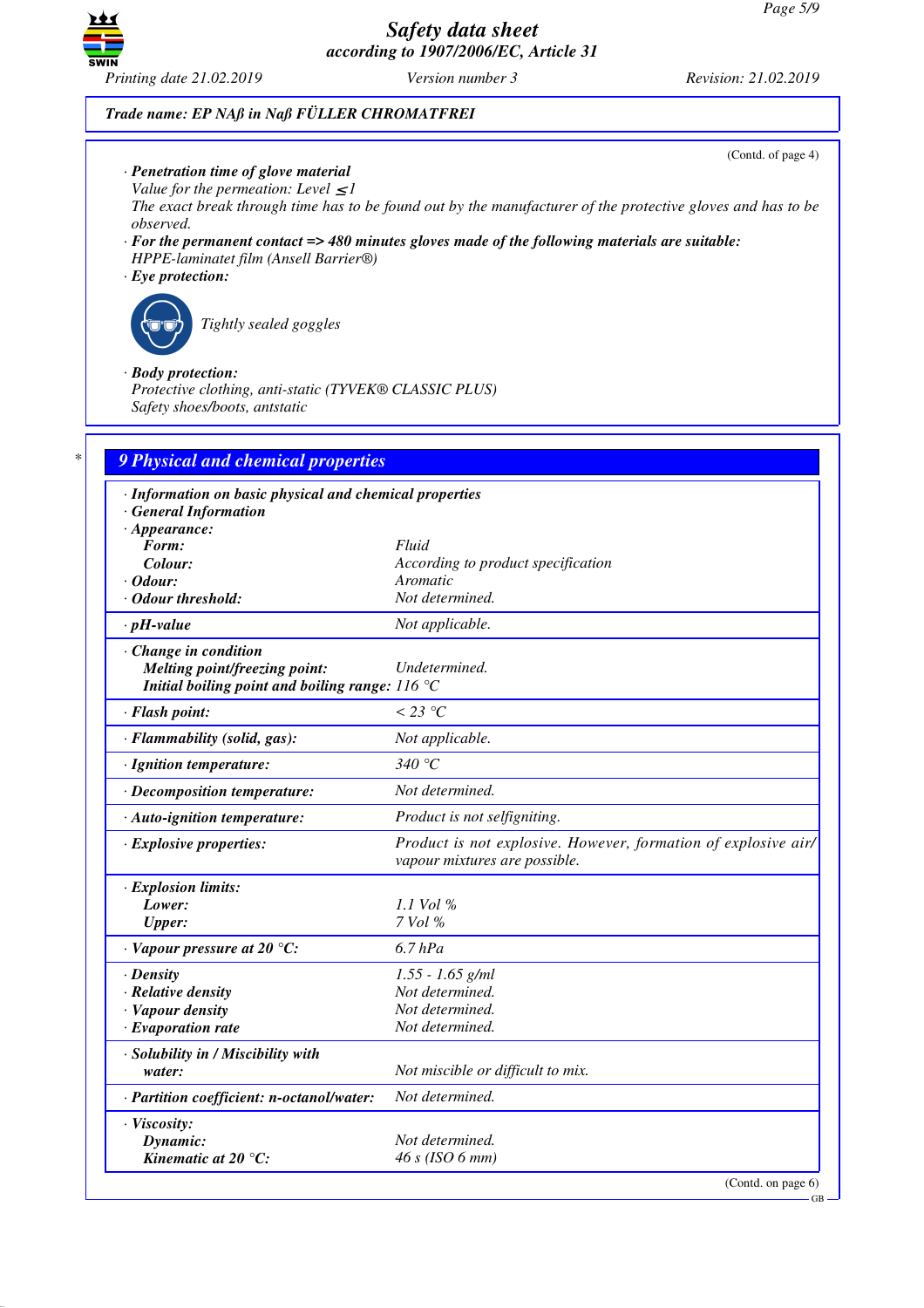**Trade name: EP NAß in Naß FÜLLER CHROMATFREI**

(Contd. of page 4)

· **Penetration time of glove material**
Value for the permeation: Level ≤ 1
The exact break through time has to be found out by the manufacturer of the protective gloves and has to be observed.

· **For the permanent contact => 480 minutes gloves made of the following materials are suitable:**
HPPE-laminatet film (Ansell Barrier®)

· **Eye protection:**

Tightly sealed goggles

· **Body protection:**
Protective clothing, anti-static (TYVEK® CLASSIC PLUS)
Safety shoes/boots, antstatic

## 9 Physical and chemical properties

· **Information on basic physical and chemical properties**
· **General Information**

| | |
|---|---|
| · **Appearance:** | |
| **Form:** | Fluid |
| **Colour:** | According to product specification |
| · **Odour:** | Aromatic |
| · **Odour threshold:** | Not determined. |
| · **pH-value** | Not applicable. |
| · **Change in condition** | |
| **Melting point/freezing point:** | Undetermined. |
| **Initial boiling point and boiling range:** | 116 °C |
| · **Flash point:** | < 23 °C |
| · **Flammability (solid, gas):** | Not applicable. |
| · **Ignition temperature:** | 340 °C |
| · **Decomposition temperature:** | Not determined. |
| · **Auto-ignition temperature:** | Product is not selfigniting. |
| · **Explosive properties:** | Product is not explosive. However, formation of explosive air/vapour mixtures are possible. |
| · **Explosion limits:** | |
| **Lower:** | 1.1 Vol % |
| **Upper:** | 7 Vol % |
| · **Vapour pressure at 20 °C:** | 6.7 hPa |
| · **Density** | 1.55 - 1.65 g/ml |
| · **Relative density** | Not determined. |
| · **Vapour density** | Not determined. |
| · **Evaporation rate** | Not determined. |
| · **Solubility in / Miscibility with water:** | Not miscible or difficult to mix. |
| · **Partition coefficient: n-octanol/water:** | Not determined. |
| · **Viscosity:** | |
| **Dynamic:** | Not determined. |
| **Kinematic at 20 °C:** | 46 s (ISO 6 mm) |

(Contd. on page 6)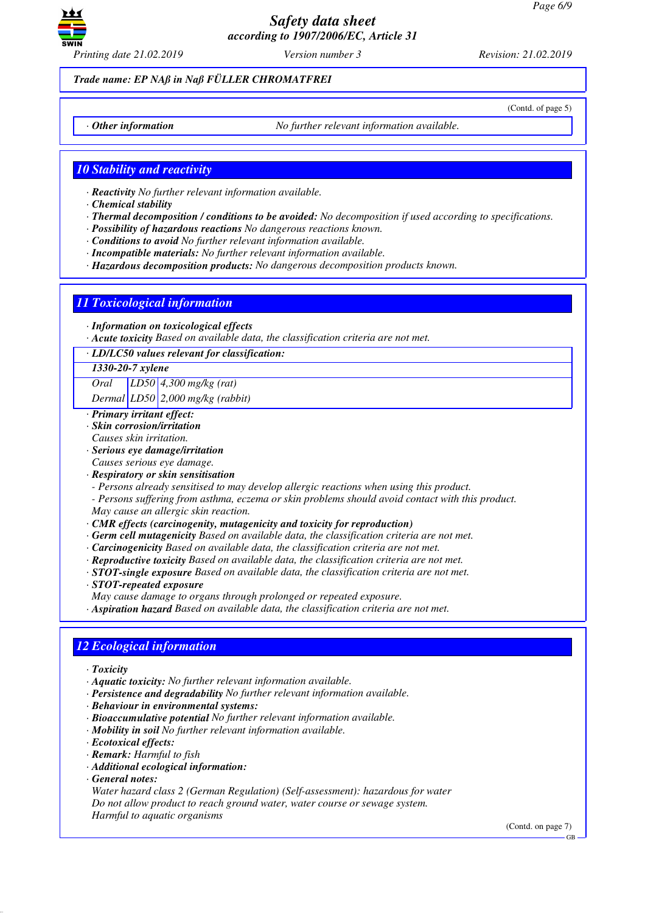*Trade name: EP NAß in Naß FÜLLER CHROMATFREI*

(Contd. of page 5)

· **Other information** *No further relevant information available.*

## 10 Stability and reactivity

· **Reactivity** *No further relevant information available.*
· **Chemical stability**
· **Thermal decomposition / conditions to be avoided:** *No decomposition if used according to specifications.*
· **Possibility of hazardous reactions** *No dangerous reactions known.*
· **Conditions to avoid** *No further relevant information available.*
· **Incompatible materials:** *No further relevant information available.*
· **Hazardous decomposition products:** *No dangerous decomposition products known.*

## 11 Toxicological information

· **Information on toxicological effects**
· **Acute toxicity** *Based on available data, the classification criteria are not met.*

| · **LD/LC50 values relevant for classification:** | | |
|---|---|---|
| **1330-20-7 xylene** | | |
| Oral | LD50 | 4,300 mg/kg (rat) |
| Dermal | LD50 | 2,000 mg/kg (rabbit) |

· **Primary irritant effect:**
· **Skin corrosion/irritation**
*Causes skin irritation.*
· **Serious eye damage/irritation**
*Causes serious eye damage.*
· **Respiratory or skin sensitisation**
*- Persons already sensitised to may develop allergic reactions when using this product.*
*- Persons suffering from asthma, eczema or skin problems should avoid contact with this product.*
*May cause an allergic skin reaction.*
· **CMR effects (carcinogenity, mutagenicity and toxicity for reproduction)**
· **Germ cell mutagenicity** *Based on available data, the classification criteria are not met.*
· **Carcinogenicity** *Based on available data, the classification criteria are not met.*
· **Reproductive toxicity** *Based on available data, the classification criteria are not met.*
· **STOT-single exposure** *Based on available data, the classification criteria are not met.*
· **STOT-repeated exposure**
*May cause damage to organs through prolonged or repeated exposure.*
· **Aspiration hazard** *Based on available data, the classification criteria are not met.*

## 12 Ecological information

· **Toxicity**
· **Aquatic toxicity:** *No further relevant information available.*
· **Persistence and degradability** *No further relevant information available.*
· **Behaviour in environmental systems:**
· **Bioaccumulative potential** *No further relevant information available.*
· **Mobility in soil** *No further relevant information available.*
· **Ecotoxical effects:**
· **Remark:** *Harmful to fish*
· **Additional ecological information:**
· **General notes:**
*Water hazard class 2 (German Regulation) (Self-assessment): hazardous for water*
*Do not allow product to reach ground water, water course or sewage system.*
*Harmful to aquatic organisms*

(Contd. on page 7)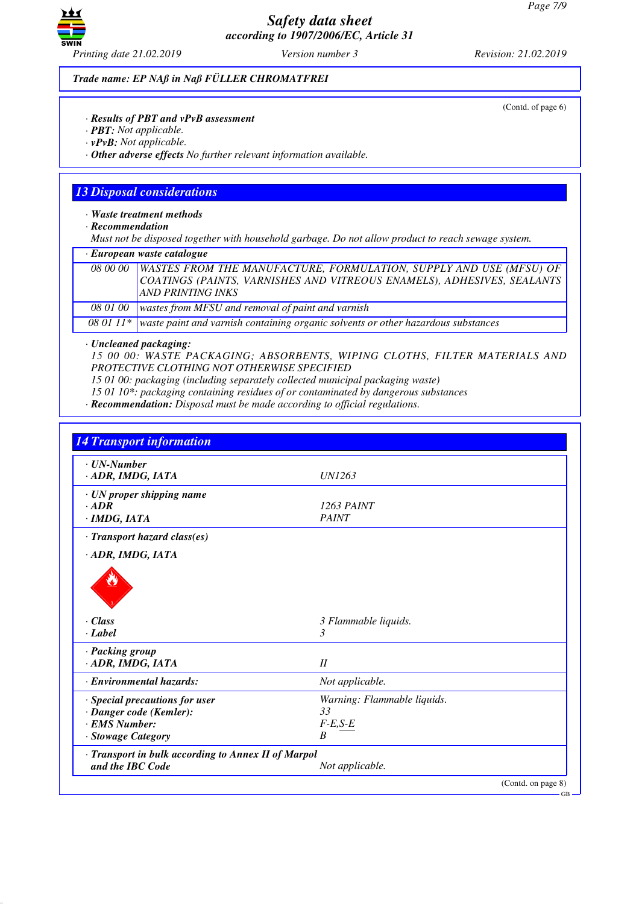**Trade name: EP Naß in Naß FÜLLER CHROMATFREI**

(Contd. of page 6)

· ***Results of PBT and vPvB assessment***
· ***PBT:*** *Not applicable.*
· ***vPvB:*** *Not applicable.*
· ***Other adverse effects*** *No further relevant information available.*

## 13 Disposal considerations

· ***Waste treatment methods***
· ***Recommendation***
*Must not be disposed together with household garbage. Do not allow product to reach sewage system.*

| · European waste catalogue | |
|---|---|
| 08 00 00 | WASTES FROM THE MANUFACTURE, FORMULATION, SUPPLY AND USE (MFSU) OF COATINGS (PAINTS, VARNISHES AND VITREOUS ENAMELS), ADHESIVES, SEALANTS AND PRINTING INKS |
| 08 01 00 | wastes from MFSU and removal of paint and varnish |
| 08 01 11* | waste paint and varnish containing organic solvents or other hazardous substances |

· ***Uncleaned packaging:***
*15 00 00: WASTE PACKAGING; ABSORBENTS, WIPING CLOTHS, FILTER MATERIALS AND PROTECTIVE CLOTHING NOT OTHERWISE SPECIFIED*
*15 01 00: packaging (including separately collected municipal packaging waste)*
*15 01 10*: packaging containing residues of or contaminated by dangerous substances*
· ***Recommendation:*** *Disposal must be made according to official regulations.*

## 14 Transport information

| | |
|---|---|
| · **UN-Number** | |
| · **ADR, IMDG, IATA** | UN1263 |
| · **UN proper shipping name** | |
| · **ADR** | 1263 PAINT |
| · **IMDG, IATA** | PAINT |
| · **Transport hazard class(es)** | |
| · **ADR, IMDG, IATA** | |
| · **Class** | 3 Flammable liquids. |
| · **Label** | 3 |
| · **Packing group** | |
| · **ADR, IMDG, IATA** | II |
| · **Environmental hazards:** | Not applicable. |
| · **Special precautions for user** | Warning: Flammable liquids. |
| · **Danger code (Kemler):** | 33 |
| · **EMS Number:** | F-E,S-E |
| · **Stowage Category** | B |
| · **Transport in bulk according to Annex II of Marpol and the IBC Code** | Not applicable. |

(Contd. on page 8)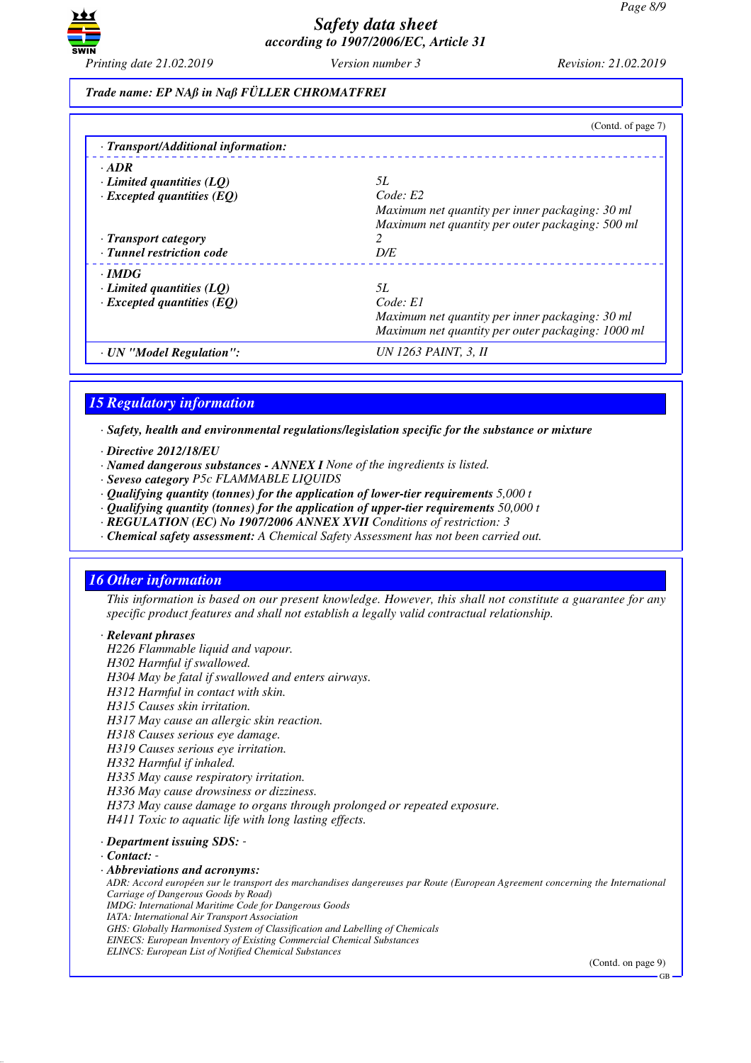Trade name: EP NAß in Naß FÜLLER CHROMATFREI

(Contd. of page 7)

| · Transport/Additional information: | |
|---|---|
| · ADR | |
| · Limited quantities (LQ) | 5L |
| · Excepted quantities (EQ) | Code: E2<br>Maximum net quantity per inner packaging: 30 ml<br>Maximum net quantity per outer packaging: 500 ml |
| · Transport category | 2 |
| · Tunnel restriction code | D/E |
| · IMDG | |
| · Limited quantities (LQ) | 5L |
| · Excepted quantities (EQ) | Code: E1<br>Maximum net quantity per inner packaging: 30 ml<br>Maximum net quantity per outer packaging: 1000 ml |
| · UN "Model Regulation": | UN 1263 PAINT, 3, II |

## 15 Regulatory information

· **Safety, health and environmental regulations/legislation specific for the substance or mixture**

· **Directive 2012/18/EU**
· **Named dangerous substances - ANNEX I** None of the ingredients is listed.
· **Seveso category** P5c FLAMMABLE LIQUIDS
· **Qualifying quantity (tonnes) for the application of lower-tier requirements** 5,000 t
· **Qualifying quantity (tonnes) for the application of upper-tier requirements** 50,000 t
· **REGULATION (EC) No 1907/2006 ANNEX XVII** Conditions of restriction: 3
· **Chemical safety assessment:** A Chemical Safety Assessment has not been carried out.

## 16 Other information

This information is based on our present knowledge. However, this shall not constitute a guarantee for any specific product features and shall not establish a legally valid contractual relationship.

· **Relevant phrases**
H226 Flammable liquid and vapour.
H302 Harmful if swallowed.
H304 May be fatal if swallowed and enters airways.
H312 Harmful in contact with skin.
H315 Causes skin irritation.
H317 May cause an allergic skin reaction.
H318 Causes serious eye damage.
H319 Causes serious eye irritation.
H332 Harmful if inhaled.
H335 May cause respiratory irritation.
H336 May cause drowsiness or dizziness.
H373 May cause damage to organs through prolonged or repeated exposure.
H411 Toxic to aquatic life with long lasting effects.

· **Department issuing SDS:** -
· **Contact:** -
· **Abbreviations and acronyms:**
ADR: Accord européen sur le transport des marchandises dangereuses par Route (European Agreement concerning the International Carriage of Dangerous Goods by Road)
IMDG: International Maritime Code for Dangerous Goods
IATA: International Air Transport Association
GHS: Globally Harmonised System of Classification and Labelling of Chemicals
EINECS: European Inventory of Existing Commercial Chemical Substances
ELINCS: European List of Notified Chemical Substances

(Contd. on page 9)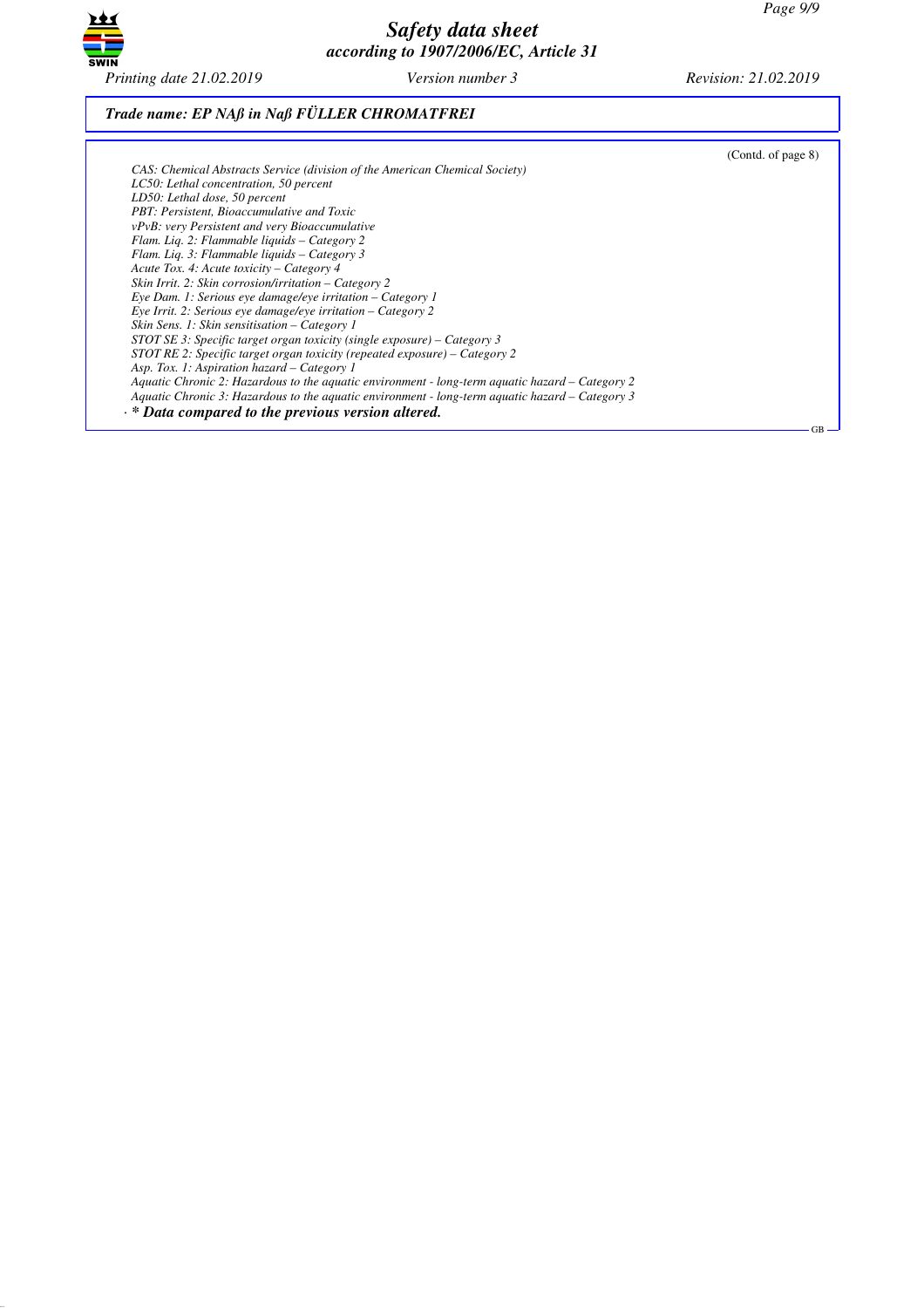## Trade name: EP NAβ in Naß FÜLLER CHROMATFREI

(Contd. of page 8)

*CAS: Chemical Abstracts Service (division of the American Chemical Society)*
*LC50: Lethal concentration, 50 percent*
*LD50: Lethal dose, 50 percent*
*PBT: Persistent, Bioaccumulative and Toxic*
*vPvB: very Persistent and very Bioaccumulative*
*Flam. Liq. 2: Flammable liquids – Category 2*
*Flam. Liq. 3: Flammable liquids – Category 3*
*Acute Tox. 4: Acute toxicity – Category 4*
*Skin Irrit. 2: Skin corrosion/irritation – Category 2*
*Eye Dam. 1: Serious eye damage/eye irritation – Category 1*
*Eye Irrit. 2: Serious eye damage/eye irritation – Category 2*
*Skin Sens. 1: Skin sensitisation – Category 1*
*STOT SE 3: Specific target organ toxicity (single exposure) – Category 3*
*STOT RE 2: Specific target organ toxicity (repeated exposure) – Category 2*
*Asp. Tox. 1: Aspiration hazard – Category 1*
*Aquatic Chronic 2: Hazardous to the aquatic environment - long-term aquatic hazard – Category 2*
*Aquatic Chronic 3: Hazardous to the aquatic environment - long-term aquatic hazard – Category 3*

· ***\* Data compared to the previous version altered.***

GB